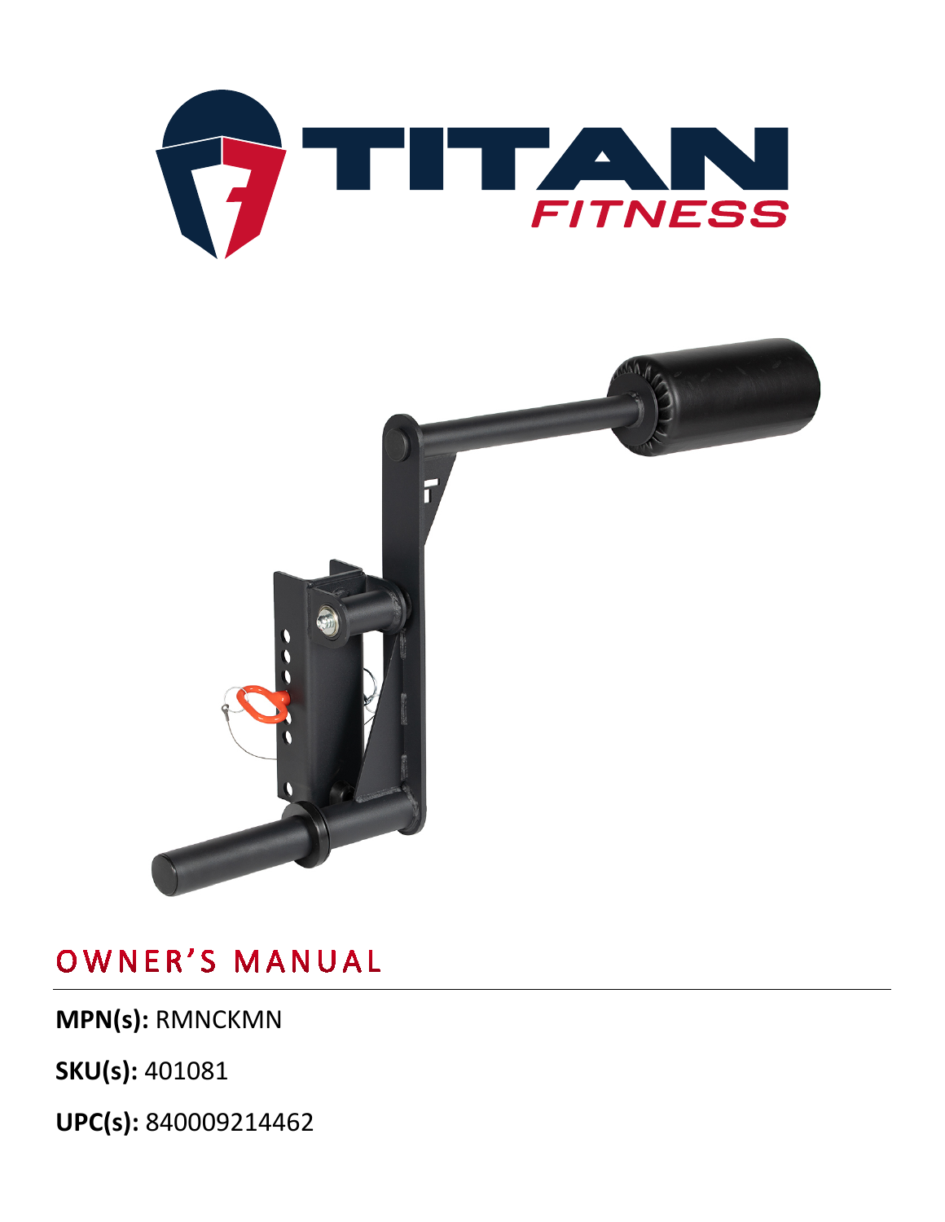# TITAN FITNESS

## OWNER'S MANUAL

**MPN(s):** RMNCKMN

**SKU(s):** 401081

**UPC(s):** 840009214462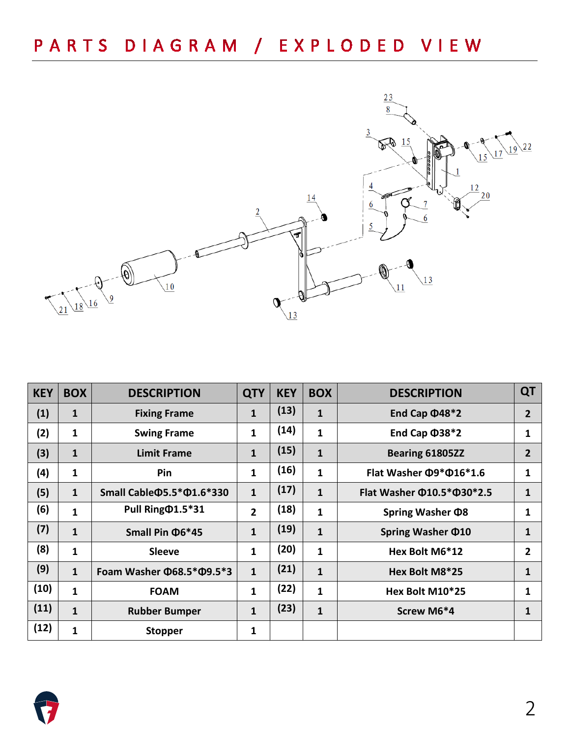# PARTS DIAGRAM / EXPLODED VIEW

| KEY | BOX | DESCRIPTION | QTY | KEY | BOX | DESCRIPTION | QT |
|---|---|---|---|---|---|---|---|
| (1) | 1 | Fixing Frame | 1 | (13) | 1 | End Cap Φ48*2 | 2 |
| (2) | 1 | Swing Frame | 1 | (14) | 1 | End Cap Φ38*2 | 1 |
| (3) | 1 | Limit Frame | 1 | (15) | 1 | Bearing 61805ZZ | 2 |
| (4) | 1 | Pin | 1 | (16) | 1 | Flat Washer Φ9*Φ16*1.6 | 1 |
| (5) | 1 | Small CableΦ5.5*Φ1.6*330 | 1 | (17) | 1 | Flat Washer Φ10.5*Φ30*2.5 | 1 |
| (6) | 1 | Pull RingΦ1.5*31 | 2 | (18) | 1 | Spring Washer Φ8 | 1 |
| (7) | 1 | Small Pin Φ6*45 | 1 | (19) | 1 | Spring Washer Φ10 | 1 |
| (8) | 1 | Sleeve | 1 | (20) | 1 | Hex Bolt M6*12 | 2 |
| (9) | 1 | Foam Washer Φ68.5*Φ9.5*3 | 1 | (21) | 1 | Hex Bolt M8*25 | 1 |
| (10) | 1 | FOAM | 1 | (22) | 1 | Hex Bolt M10*25 | 1 |
| (11) | 1 | Rubber Bumper | 1 | (23) | 1 | Screw M6*4 | 1 |
| (12) | 1 | Stopper | 1 | | | | |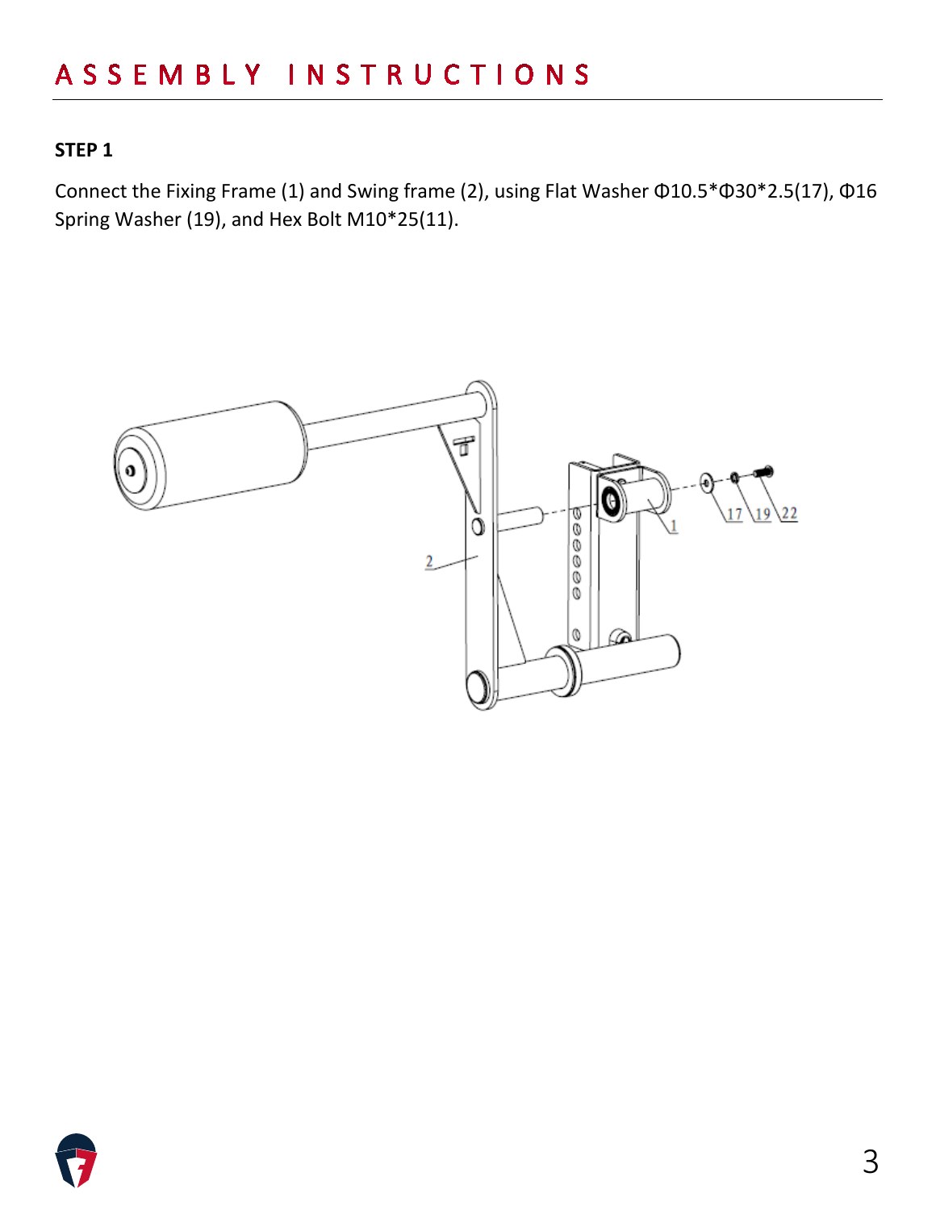# ASSEMBLY INSTRUCTIONS

**STEP 1**

Connect the Fixing Frame (1) and Swing frame (2), using Flat Washer Φ10.5*Φ30*2.5(17), Φ16 Spring Washer (19), and Hex Bolt M10*25(11).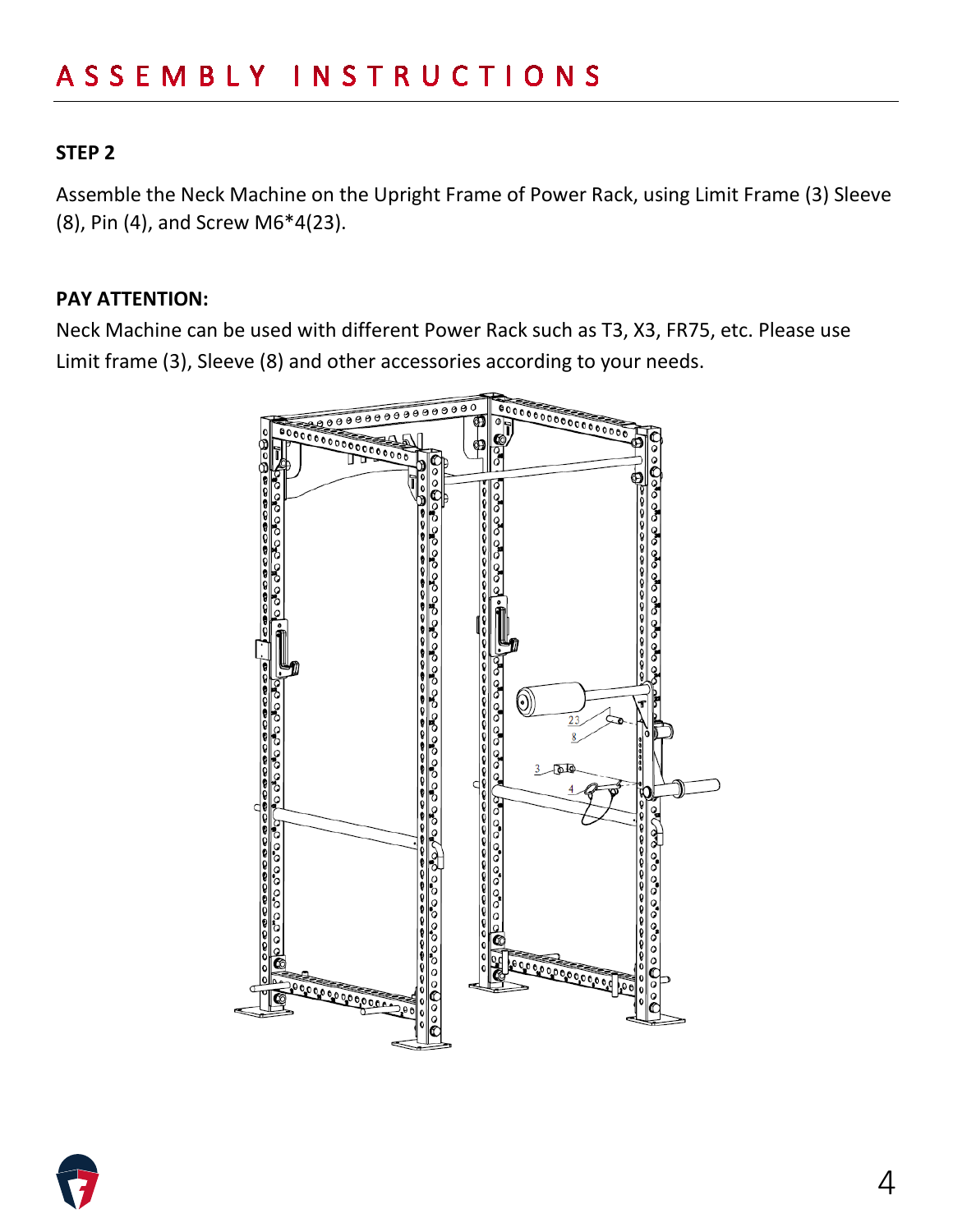# ASSEMBLY INSTRUCTIONS

**STEP 2**

Assemble the Neck Machine on the Upright Frame of Power Rack, using Limit Frame (3) Sleeve (8), Pin (4), and Screw M6*4(23).

**PAY ATTENTION:**

Neck Machine can be used with different Power Rack such as T3, X3, FR75, etc. Please use Limit frame (3), Sleeve (8) and other accessories according to your needs.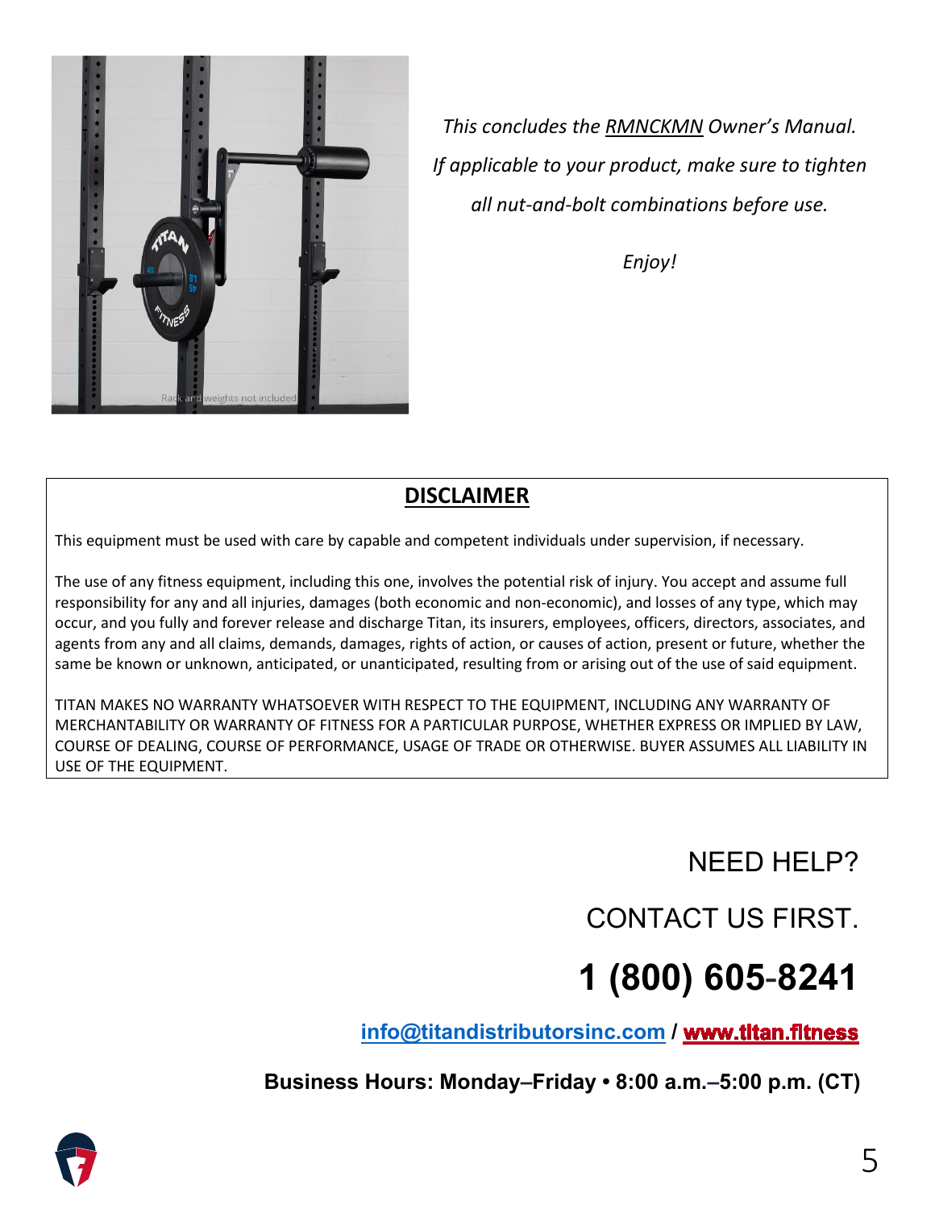*This concludes the RMNCKMN Owner's Manual.*
*If applicable to your product, make sure to tighten all nut-and-bolt combinations before use.*

*Enjoy!*

## DISCLAIMER

This equipment must be used with care by capable and competent individuals under supervision, if necessary.

The use of any fitness equipment, including this one, involves the potential risk of injury. You accept and assume full responsibility for any and all injuries, damages (both economic and non-economic), and losses of any type, which may occur, and you fully and forever release and discharge Titan, its insurers, employees, officers, directors, associates, and agents from any and all claims, demands, damages, rights of action, or causes of action, present or future, whether the same be known or unknown, anticipated, or unanticipated, resulting from or arising out of the use of said equipment.

TITAN MAKES NO WARRANTY WHATSOEVER WITH RESPECT TO THE EQUIPMENT, INCLUDING ANY WARRANTY OF MERCHANTABILITY OR WARRANTY OF FITNESS FOR A PARTICULAR PURPOSE, WHETHER EXPRESS OR IMPLIED BY LAW, COURSE OF DEALING, COURSE OF PERFORMANCE, USAGE OF TRADE OR OTHERWISE. BUYER ASSUMES ALL LIABILITY IN USE OF THE EQUIPMENT.

NEED HELP?

CONTACT US FIRST.

**1 (800) 605-8241**

**info@titandistributorsinc.com / www.titan.fitness**

**Business Hours: Monday–Friday • 8:00 a.m.–5:00 p.m. (CT)**